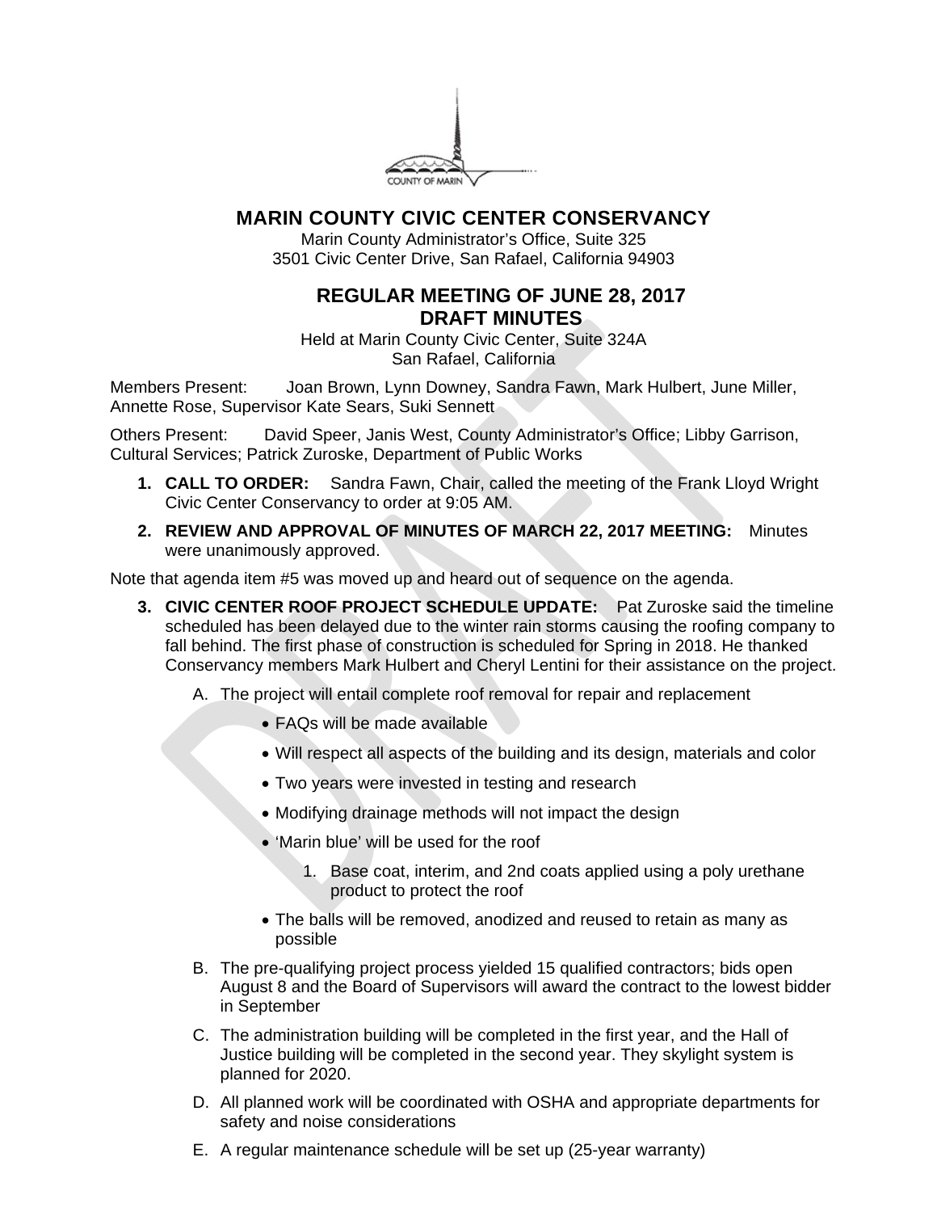# MARIN COUNTY CIVIC CENTER CONSERVANCY

Marin County Administrator's Office, Suite 325
3501 Civic Center Drive, San Rafael, California 94903

## REGULAR MEETING OF JUNE 28, 2017
## DRAFT MINUTES

Held at Marin County Civic Center, Suite 324A
San Rafael, California

Members Present: Joan Brown, Lynn Downey, Sandra Fawn, Mark Hulbert, June Miller, Annette Rose, Supervisor Kate Sears, Suki Sennett

Others Present: David Speer, Janis West, County Administrator's Office; Libby Garrison, Cultural Services; Patrick Zuroske, Department of Public Works

1. **CALL TO ORDER:** Sandra Fawn, Chair, called the meeting of the Frank Lloyd Wright Civic Center Conservancy to order at 9:05 AM.
2. **REVIEW AND APPROVAL OF MINUTES OF MARCH 22, 2017 MEETING:** Minutes were unanimously approved.

Note that agenda item #5 was moved up and heard out of sequence on the agenda.

3. **CIVIC CENTER ROOF PROJECT SCHEDULE UPDATE:** Pat Zuroske said the timeline scheduled has been delayed due to the winter rain storms causing the roofing company to fall behind. The first phase of construction is scheduled for Spring in 2018. He thanked Conservancy members Mark Hulbert and Cheryl Lentini for their assistance on the project.

   A. The project will entail complete roof removal for repair and replacement
      - FAQs will be made available
      - Will respect all aspects of the building and its design, materials and color
      - Two years were invested in testing and research
      - Modifying drainage methods will not impact the design
      - 'Marin blue' will be used for the roof
        1. Base coat, interim, and 2nd coats applied using a poly urethane product to protect the roof
      - The balls will be removed, anodized and reused to retain as many as possible

   B. The pre-qualifying project process yielded 15 qualified contractors; bids open August 8 and the Board of Supervisors will award the contract to the lowest bidder in September

   C. The administration building will be completed in the first year, and the Hall of Justice building will be completed in the second year. They skylight system is planned for 2020.

   D. All planned work will be coordinated with OSHA and appropriate departments for safety and noise considerations

   E. A regular maintenance schedule will be set up (25-year warranty)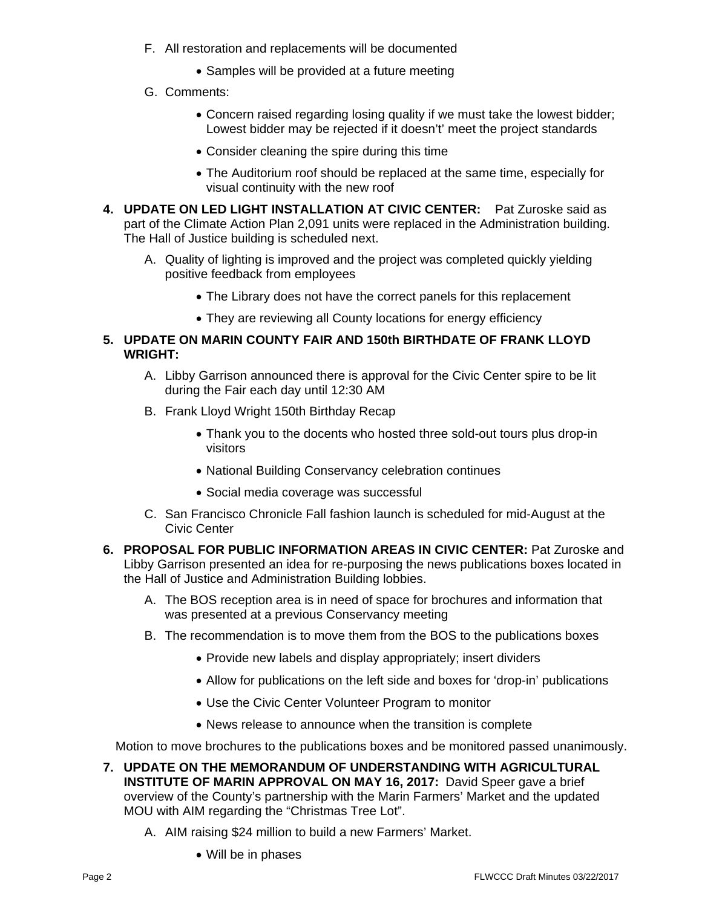F. All restoration and replacements will be documented

- Samples will be provided at a future meeting

G. Comments:

- Concern raised regarding losing quality if we must take the lowest bidder; Lowest bidder may be rejected if it doesn't' meet the project standards
- Consider cleaning the spire during this time
- The Auditorium roof should be replaced at the same time, especially for visual continuity with the new roof

**4. UPDATE ON LED LIGHT INSTALLATION AT CIVIC CENTER:** Pat Zuroske said as part of the Climate Action Plan 2,091 units were replaced in the Administration building. The Hall of Justice building is scheduled next.

A. Quality of lighting is improved and the project was completed quickly yielding positive feedback from employees

- The Library does not have the correct panels for this replacement
- They are reviewing all County locations for energy efficiency

**5. UPDATE ON MARIN COUNTY FAIR AND 150th BIRTHDATE OF FRANK LLOYD WRIGHT:**

A. Libby Garrison announced there is approval for the Civic Center spire to be lit during the Fair each day until 12:30 AM

B. Frank Lloyd Wright 150th Birthday Recap

- Thank you to the docents who hosted three sold-out tours plus drop-in visitors
- National Building Conservancy celebration continues
- Social media coverage was successful

C. San Francisco Chronicle Fall fashion launch is scheduled for mid-August at the Civic Center

**6. PROPOSAL FOR PUBLIC INFORMATION AREAS IN CIVIC CENTER:** Pat Zuroske and Libby Garrison presented an idea for re-purposing the news publications boxes located in the Hall of Justice and Administration Building lobbies.

A. The BOS reception area is in need of space for brochures and information that was presented at a previous Conservancy meeting

B. The recommendation is to move them from the BOS to the publications boxes

- Provide new labels and display appropriately; insert dividers
- Allow for publications on the left side and boxes for 'drop-in' publications
- Use the Civic Center Volunteer Program to monitor
- News release to announce when the transition is complete

Motion to move brochures to the publications boxes and be monitored passed unanimously.

**7. UPDATE ON THE MEMORANDUM OF UNDERSTANDING WITH AGRICULTURAL INSTITUTE OF MARIN APPROVAL ON MAY 16, 2017:** David Speer gave a brief overview of the County's partnership with the Marin Farmers' Market and the updated MOU with AIM regarding the "Christmas Tree Lot".

A. AIM raising $24 million to build a new Farmers' Market.

- Will be in phases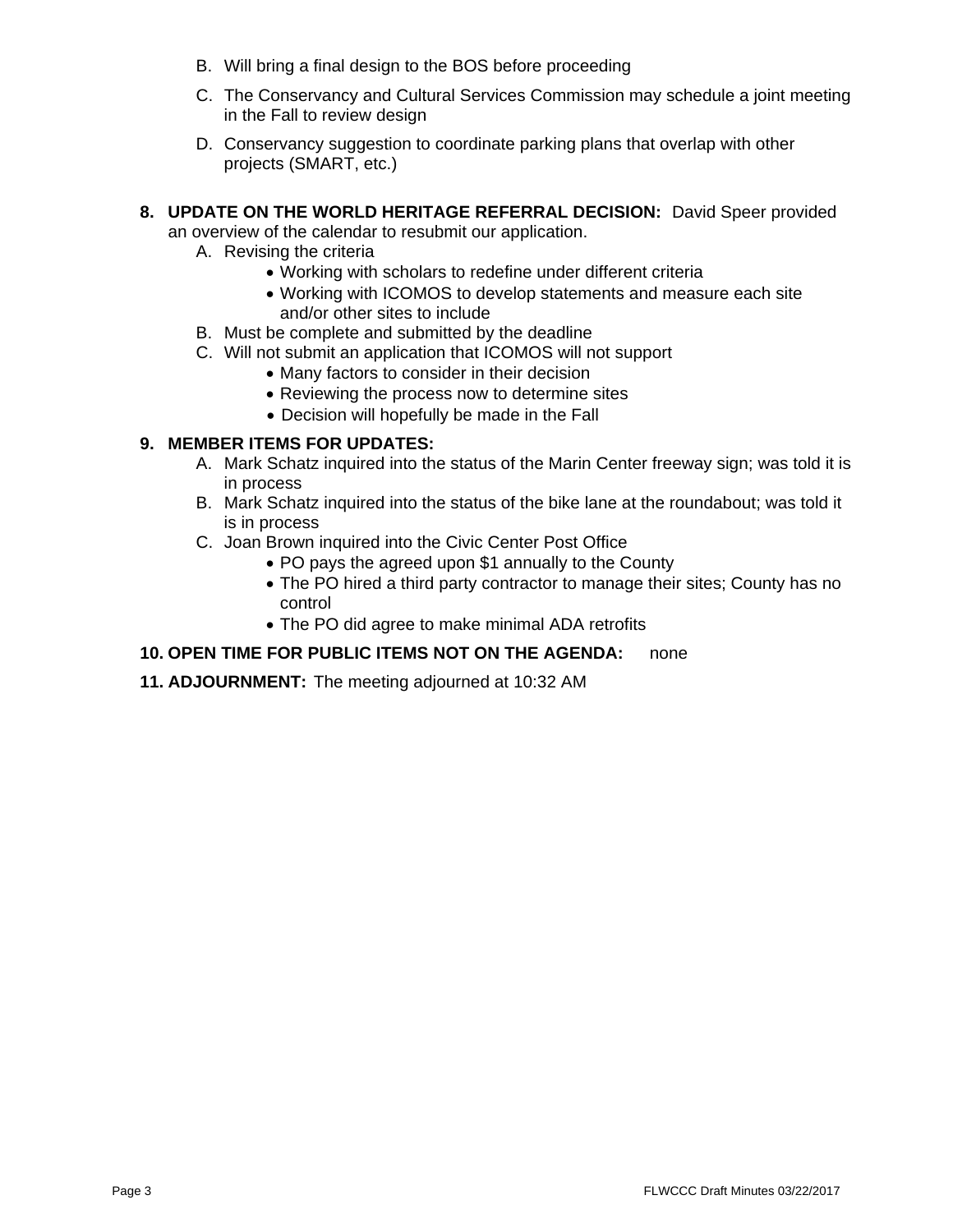B. Will bring a final design to the BOS before proceeding

C. The Conservancy and Cultural Services Commission may schedule a joint meeting in the Fall to review design

D. Conservancy suggestion to coordinate parking plans that overlap with other projects (SMART, etc.)

**8. UPDATE ON THE WORLD HERITAGE REFERRAL DECISION:** David Speer provided an overview of the calendar to resubmit our application.

A. Revising the criteria
- Working with scholars to redefine under different criteria
- Working with ICOMOS to develop statements and measure each site and/or other sites to include

B. Must be complete and submitted by the deadline

C. Will not submit an application that ICOMOS will not support
- Many factors to consider in their decision
- Reviewing the process now to determine sites
- Decision will hopefully be made in the Fall

**9. MEMBER ITEMS FOR UPDATES:**

A. Mark Schatz inquired into the status of the Marin Center freeway sign; was told it is in process

B. Mark Schatz inquired into the status of the bike lane at the roundabout; was told it is in process

C. Joan Brown inquired into the Civic Center Post Office
- PO pays the agreed upon $1 annually to the County
- The PO hired a third party contractor to manage their sites; County has no control
- The PO did agree to make minimal ADA retrofits

**10. OPEN TIME FOR PUBLIC ITEMS NOT ON THE AGENDA:** none

**11. ADJOURNMENT:** The meeting adjourned at 10:32 AM